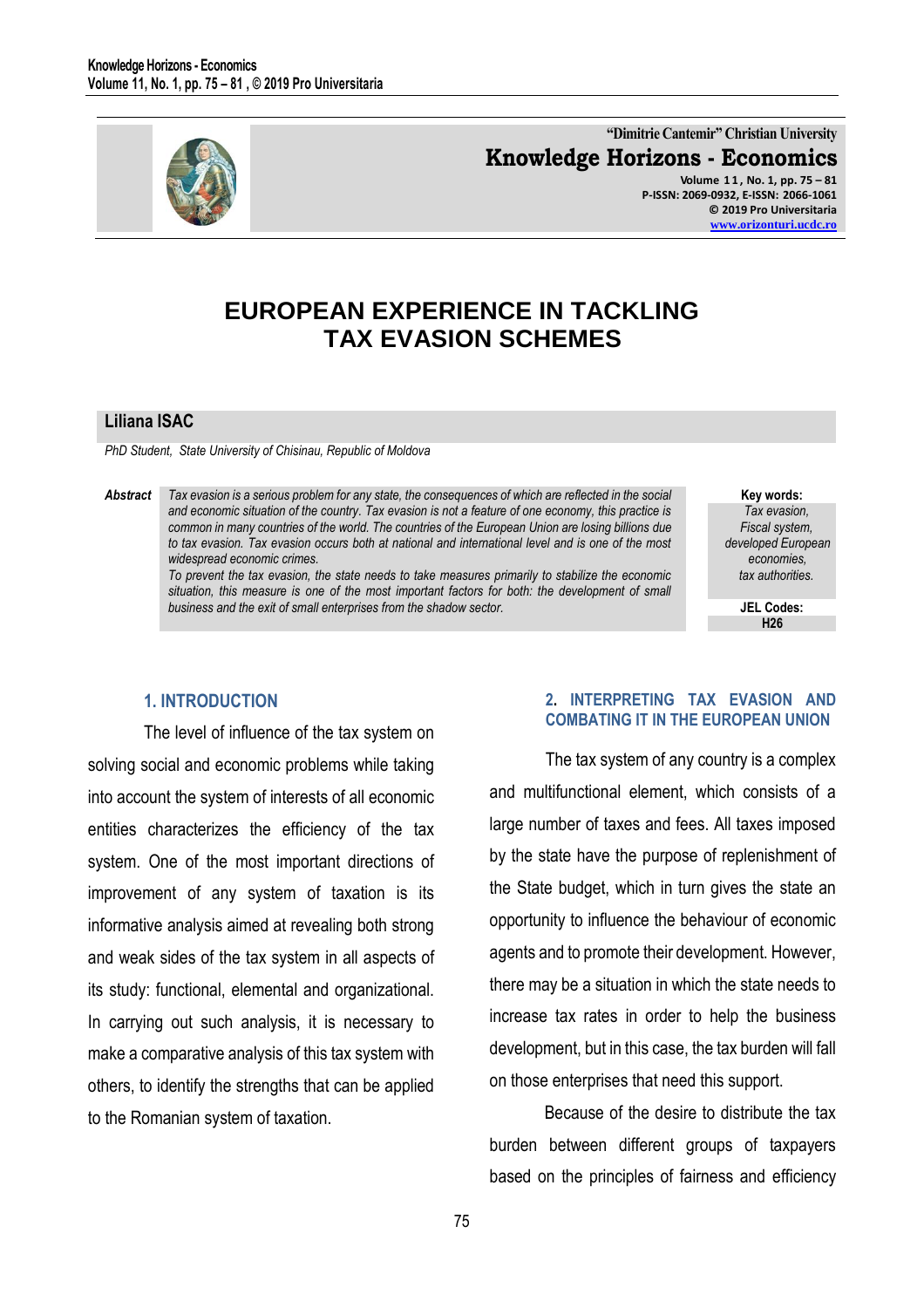# EUROPEAN EXPERIENCE IN TACKLING TAX EVASION SCHEMES

**Liliana ISAC**

*PhD Student, State University of Chisinau, Republic of Moldova*

***Abstract*** *Tax evasion is a serious problem for any state, the consequences of which are reflected in the social and economic situation of the country. Tax evasion is not a feature of one economy, this practice is common in many countries of the world. The countries of the European Union are losing billions due to tax evasion. Tax evasion occurs both at national and international level and is one of the most widespread economic crimes.*

*To prevent the tax evasion, the state needs to take measures primarily to stabilize the economic situation, this measure is one of the most important factors for both: the development of small business and the exit of small enterprises from the shadow sector.*

**Key words:** *Tax evasion, Fiscal system, developed European economies, tax authorities.*

**JEL Codes:** H26

## 1. INTRODUCTION

The level of influence of the tax system on solving social and economic problems while taking into account the system of interests of all economic entities characterizes the efficiency of the tax system. One of the most important directions of improvement of any system of taxation is its informative analysis aimed at revealing both strong and weak sides of the tax system in all aspects of its study: functional, elemental and organizational. In carrying out such analysis, it is necessary to make a comparative analysis of this tax system with others, to identify the strengths that can be applied to the Romanian system of taxation.

## 2. INTERPRETING TAX EVASION AND COMBATING IT IN THE EUROPEAN UNION

The tax system of any country is a complex and multifunctional element, which consists of a large number of taxes and fees. All taxes imposed by the state have the purpose of replenishment of the State budget, which in turn gives the state an opportunity to influence the behaviour of economic agents and to promote their development. However, there may be a situation in which the state needs to increase tax rates in order to help the business development, but in this case, the tax burden will fall on those enterprises that need this support.

Because of the desire to distribute the tax burden between different groups of taxpayers based on the principles of fairness and efficiency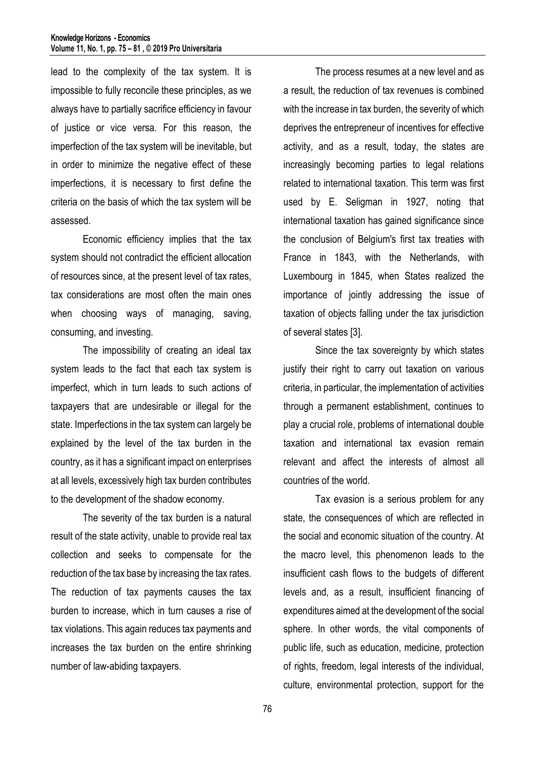lead to the complexity of the tax system. It is impossible to fully reconcile these principles, as we always have to partially sacrifice efficiency in favour of justice or vice versa. For this reason, the imperfection of the tax system will be inevitable, but in order to minimize the negative effect of these imperfections, it is necessary to first define the criteria on the basis of which the tax system will be assessed.

Economic efficiency implies that the tax system should not contradict the efficient allocation of resources since, at the present level of tax rates, tax considerations are most often the main ones when choosing ways of managing, saving, consuming, and investing.

The impossibility of creating an ideal tax system leads to the fact that each tax system is imperfect, which in turn leads to such actions of taxpayers that are undesirable or illegal for the state. Imperfections in the tax system can largely be explained by the level of the tax burden in the country, as it has a significant impact on enterprises at all levels, excessively high tax burden contributes to the development of the shadow economy.

The severity of the tax burden is a natural result of the state activity, unable to provide real tax collection and seeks to compensate for the reduction of the tax base by increasing the tax rates. The reduction of tax payments causes the tax burden to increase, which in turn causes a rise of tax violations. This again reduces tax payments and increases the tax burden on the entire shrinking number of law-abiding taxpayers.

The process resumes at a new level and as a result, the reduction of tax revenues is combined with the increase in tax burden, the severity of which deprives the entrepreneur of incentives for effective activity, and as a result, today, the states are increasingly becoming parties to legal relations related to international taxation. This term was first used by E. Seligman in 1927, noting that international taxation has gained significance since the conclusion of Belgium's first tax treaties with France in 1843, with the Netherlands, with Luxembourg in 1845, when States realized the importance of jointly addressing the issue of taxation of objects falling under the tax jurisdiction of several states [3].

Since the tax sovereignty by which states justify their right to carry out taxation on various criteria, in particular, the implementation of activities through a permanent establishment, continues to play a crucial role, problems of international double taxation and international tax evasion remain relevant and affect the interests of almost all countries of the world.

Tax evasion is a serious problem for any state, the consequences of which are reflected in the social and economic situation of the country. At the macro level, this phenomenon leads to the insufficient cash flows to the budgets of different levels and, as a result, insufficient financing of expenditures aimed at the development of the social sphere. In other words, the vital components of public life, such as education, medicine, protection of rights, freedom, legal interests of the individual, culture, environmental protection, support for the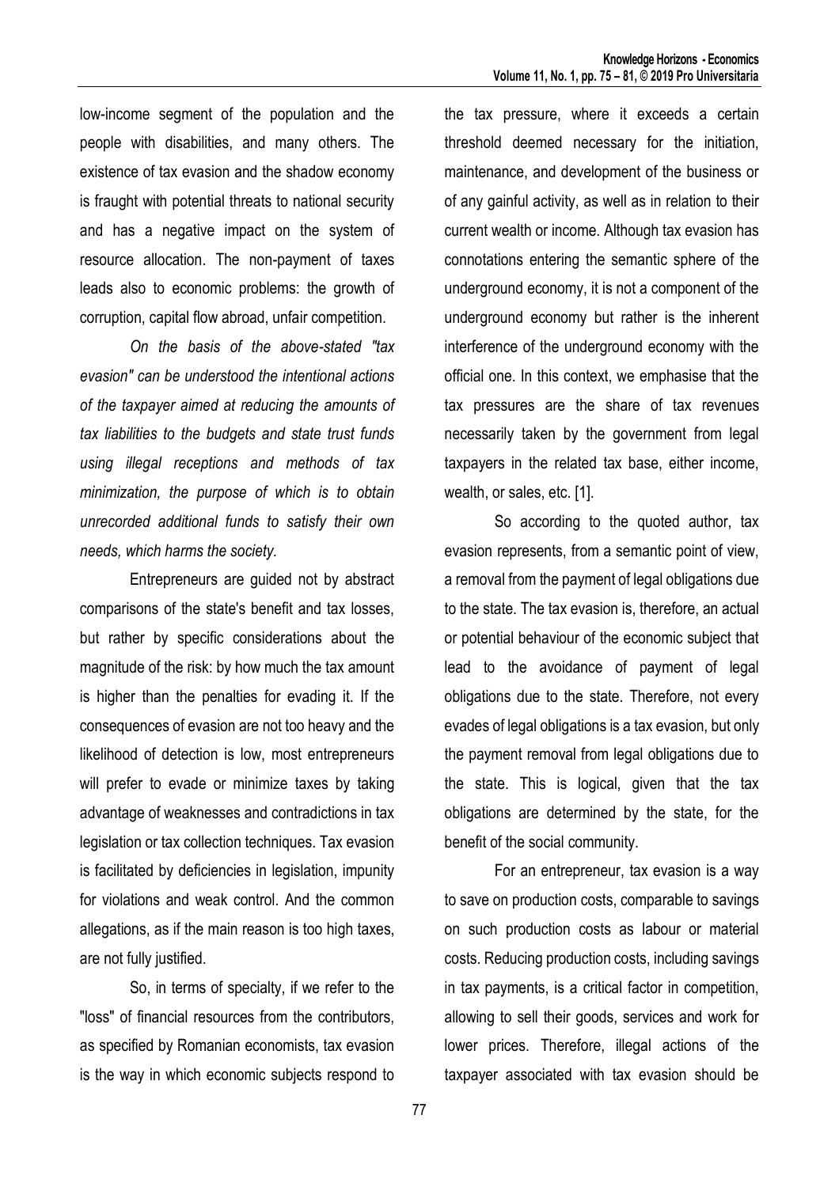low-income segment of the population and the people with disabilities, and many others. The existence of tax evasion and the shadow economy is fraught with potential threats to national security and has a negative impact on the system of resource allocation. The non-payment of taxes leads also to economic problems: the growth of corruption, capital flow abroad, unfair competition.

*On the basis of the above-stated "tax evasion" can be understood the intentional actions of the taxpayer aimed at reducing the amounts of tax liabilities to the budgets and state trust funds using illegal receptions and methods of tax minimization, the purpose of which is to obtain unrecorded additional funds to satisfy their own needs, which harms the society.*

Entrepreneurs are guided not by abstract comparisons of the state's benefit and tax losses, but rather by specific considerations about the magnitude of the risk: by how much the tax amount is higher than the penalties for evading it. If the consequences of evasion are not too heavy and the likelihood of detection is low, most entrepreneurs will prefer to evade or minimize taxes by taking advantage of weaknesses and contradictions in tax legislation or tax collection techniques. Tax evasion is facilitated by deficiencies in legislation, impunity for violations and weak control. And the common allegations, as if the main reason is too high taxes, are not fully justified.

So, in terms of specialty, if we refer to the "loss" of financial resources from the contributors, as specified by Romanian economists, tax evasion is the way in which economic subjects respond to the tax pressure, where it exceeds a certain threshold deemed necessary for the initiation, maintenance, and development of the business or of any gainful activity, as well as in relation to their current wealth or income. Although tax evasion has connotations entering the semantic sphere of the underground economy, it is not a component of the underground economy but rather is the inherent interference of the underground economy with the official one. In this context, we emphasise that the tax pressures are the share of tax revenues necessarily taken by the government from legal taxpayers in the related tax base, either income, wealth, or sales, etc. [1].

So according to the quoted author, tax evasion represents, from a semantic point of view, a removal from the payment of legal obligations due to the state. The tax evasion is, therefore, an actual or potential behaviour of the economic subject that lead to the avoidance of payment of legal obligations due to the state. Therefore, not every evades of legal obligations is a tax evasion, but only the payment removal from legal obligations due to the state. This is logical, given that the tax obligations are determined by the state, for the benefit of the social community.

For an entrepreneur, tax evasion is a way to save on production costs, comparable to savings on such production costs as labour or material costs. Reducing production costs, including savings in tax payments, is a critical factor in competition, allowing to sell their goods, services and work for lower prices. Therefore, illegal actions of the taxpayer associated with tax evasion should be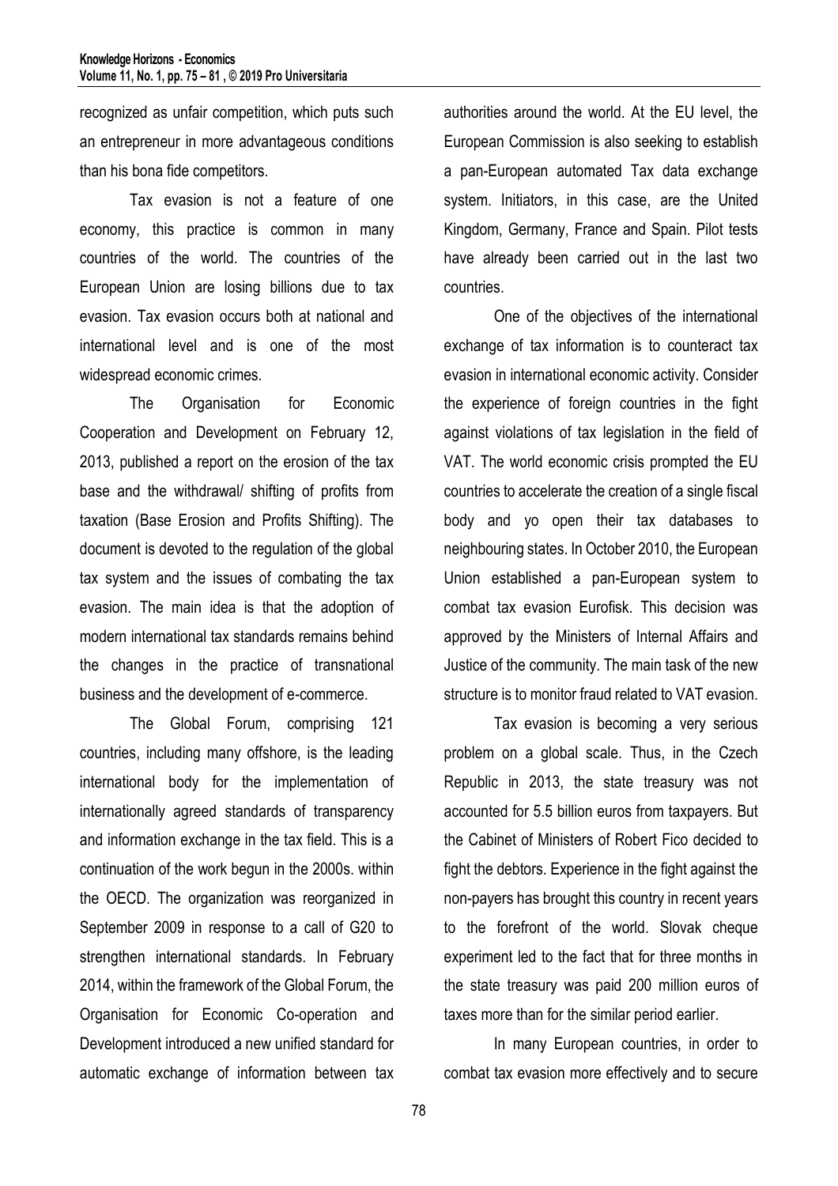recognized as unfair competition, which puts such an entrepreneur in more advantageous conditions than his bona fide competitors.

Tax evasion is not a feature of one economy, this practice is common in many countries of the world. The countries of the European Union are losing billions due to tax evasion. Tax evasion occurs both at national and international level and is one of the most widespread economic crimes.

The Organisation for Economic Cooperation and Development on February 12, 2013, published a report on the erosion of the tax base and the withdrawal/ shifting of profits from taxation (Base Erosion and Profits Shifting). The document is devoted to the regulation of the global tax system and the issues of combating the tax evasion. The main idea is that the adoption of modern international tax standards remains behind the changes in the practice of transnational business and the development of e-commerce.

The Global Forum, comprising 121 countries, including many offshore, is the leading international body for the implementation of internationally agreed standards of transparency and information exchange in the tax field. This is a continuation of the work begun in the 2000s. within the OECD. The organization was reorganized in September 2009 in response to a call of G20 to strengthen international standards. In February 2014, within the framework of the Global Forum, the Organisation for Economic Co-operation and Development introduced a new unified standard for automatic exchange of information between tax authorities around the world. At the EU level, the European Commission is also seeking to establish a pan-European automated Tax data exchange system. Initiators, in this case, are the United Kingdom, Germany, France and Spain. Pilot tests have already been carried out in the last two countries.

One of the objectives of the international exchange of tax information is to counteract tax evasion in international economic activity. Consider the experience of foreign countries in the fight against violations of tax legislation in the field of VAT. The world economic crisis prompted the EU countries to accelerate the creation of a single fiscal body and yo open their tax databases to neighbouring states. In October 2010, the European Union established a pan-European system to combat tax evasion Eurofisk. This decision was approved by the Ministers of Internal Affairs and Justice of the community. The main task of the new structure is to monitor fraud related to VAT evasion.

Tax evasion is becoming a very serious problem on a global scale. Thus, in the Czech Republic in 2013, the state treasury was not accounted for 5.5 billion euros from taxpayers. But the Cabinet of Ministers of Robert Fico decided to fight the debtors. Experience in the fight against the non-payers has brought this country in recent years to the forefront of the world. Slovak cheque experiment led to the fact that for three months in the state treasury was paid 200 million euros of taxes more than for the similar period earlier.

In many European countries, in order to combat tax evasion more effectively and to secure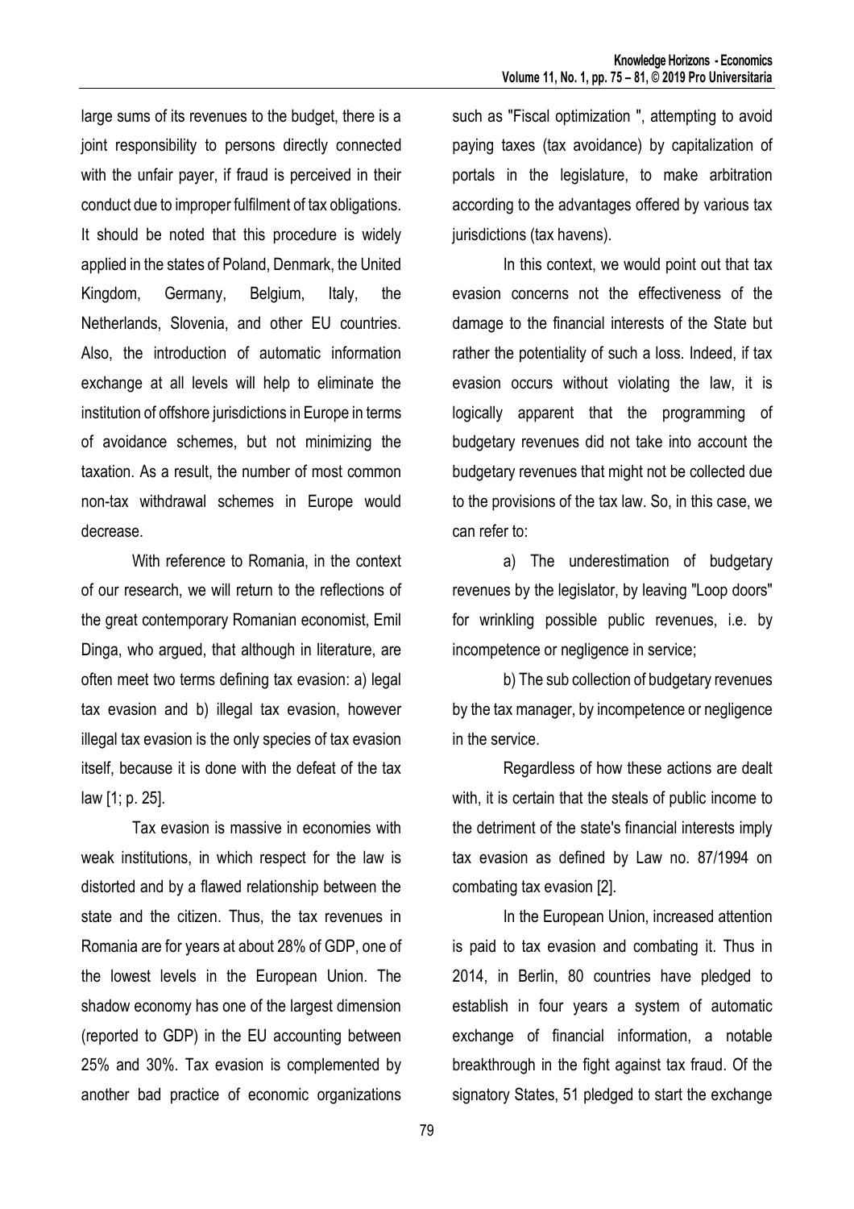large sums of its revenues to the budget, there is a joint responsibility to persons directly connected with the unfair payer, if fraud is perceived in their conduct due to improper fulfilment of tax obligations. It should be noted that this procedure is widely applied in the states of Poland, Denmark, the United Kingdom, Germany, Belgium, Italy, the Netherlands, Slovenia, and other EU countries. Also, the introduction of automatic information exchange at all levels will help to eliminate the institution of offshore jurisdictions in Europe in terms of avoidance schemes, but not minimizing the taxation. As a result, the number of most common non-tax withdrawal schemes in Europe would decrease.

With reference to Romania, in the context of our research, we will return to the reflections of the great contemporary Romanian economist, Emil Dinga, who argued, that although in literature, are often meet two terms defining tax evasion: a) legal tax evasion and b) illegal tax evasion, however illegal tax evasion is the only species of tax evasion itself, because it is done with the defeat of the tax law [1; p. 25].

Tax evasion is massive in economies with weak institutions, in which respect for the law is distorted and by a flawed relationship between the state and the citizen. Thus, the tax revenues in Romania are for years at about 28% of GDP, one of the lowest levels in the European Union. The shadow economy has one of the largest dimension (reported to GDP) in the EU accounting between 25% and 30%. Tax evasion is complemented by another bad practice of economic organizations such as "Fiscal optimization ", attempting to avoid paying taxes (tax avoidance) by capitalization of portals in the legislature, to make arbitration according to the advantages offered by various tax jurisdictions (tax havens).

In this context, we would point out that tax evasion concerns not the effectiveness of the damage to the financial interests of the State but rather the potentiality of such a loss. Indeed, if tax evasion occurs without violating the law, it is logically apparent that the programming of budgetary revenues did not take into account the budgetary revenues that might not be collected due to the provisions of the tax law. So, in this case, we can refer to:

a) The underestimation of budgetary revenues by the legislator, by leaving "Loop doors" for wrinkling possible public revenues, i.e. by incompetence or negligence in service;

b) The sub collection of budgetary revenues by the tax manager, by incompetence or negligence in the service.

Regardless of how these actions are dealt with, it is certain that the steals of public income to the detriment of the state's financial interests imply tax evasion as defined by Law no. 87/1994 on combating tax evasion [2].

In the European Union, increased attention is paid to tax evasion and combating it. Thus in 2014, in Berlin, 80 countries have pledged to establish in four years a system of automatic exchange of financial information, a notable breakthrough in the fight against tax fraud. Of the signatory States, 51 pledged to start the exchange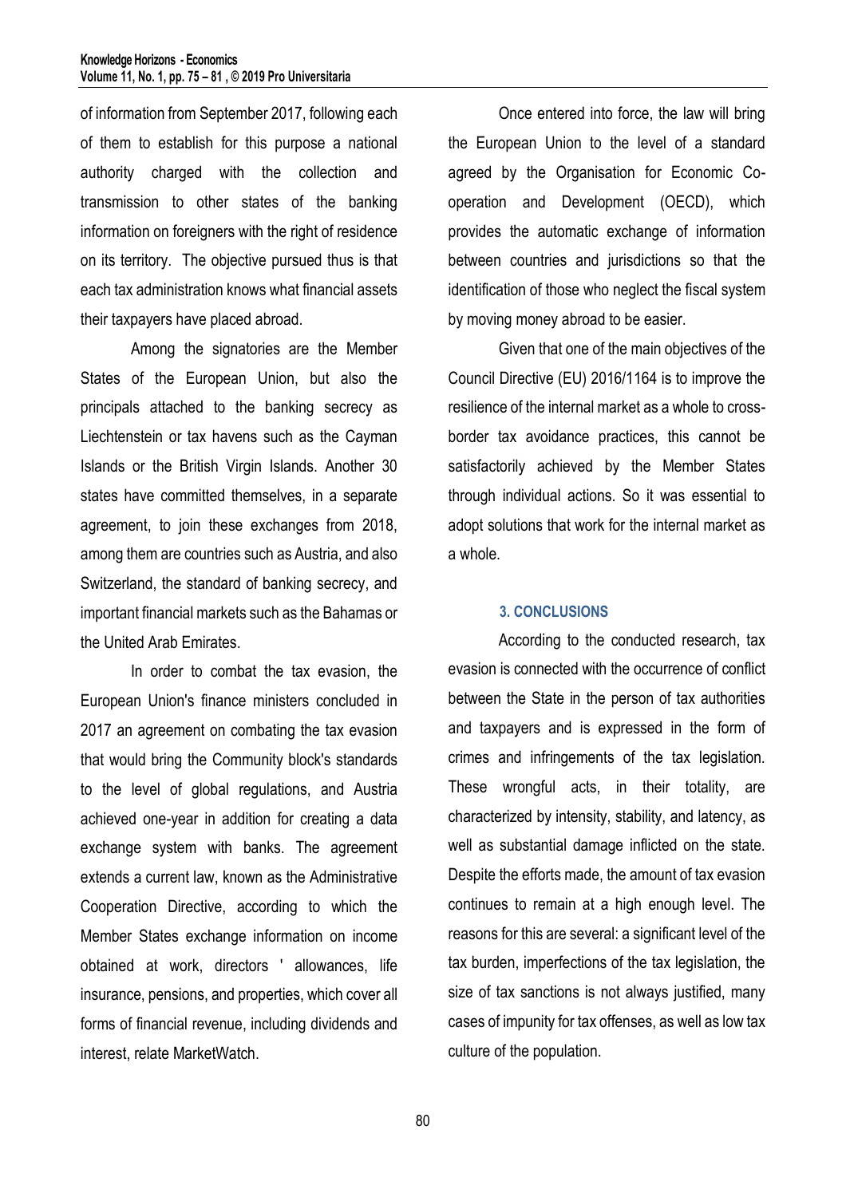of information from September 2017, following each of them to establish for this purpose a national authority charged with the collection and transmission to other states of the banking information on foreigners with the right of residence on its territory. The objective pursued thus is that each tax administration knows what financial assets their taxpayers have placed abroad.

Among the signatories are the Member States of the European Union, but also the principals attached to the banking secrecy as Liechtenstein or tax havens such as the Cayman Islands or the British Virgin Islands. Another 30 states have committed themselves, in a separate agreement, to join these exchanges from 2018, among them are countries such as Austria, and also Switzerland, the standard of banking secrecy, and important financial markets such as the Bahamas or the United Arab Emirates.

In order to combat the tax evasion, the European Union's finance ministers concluded in 2017 an agreement on combating the tax evasion that would bring the Community block's standards to the level of global regulations, and Austria achieved one-year in addition for creating a data exchange system with banks. The agreement extends a current law, known as the Administrative Cooperation Directive, according to which the Member States exchange information on income obtained at work, directors ' allowances, life insurance, pensions, and properties, which cover all forms of financial revenue, including dividends and interest, relate MarketWatch.

Once entered into force, the law will bring the European Union to the level of a standard agreed by the Organisation for Economic Co-operation and Development (OECD), which provides the automatic exchange of information between countries and jurisdictions so that the identification of those who neglect the fiscal system by moving money abroad to be easier.

Given that one of the main objectives of the Council Directive (EU) 2016/1164 is to improve the resilience of the internal market as a whole to cross-border tax avoidance practices, this cannot be satisfactorily achieved by the Member States through individual actions. So it was essential to adopt solutions that work for the internal market as a whole.

## 3. CONCLUSIONS

According to the conducted research, tax evasion is connected with the occurrence of conflict between the State in the person of tax authorities and taxpayers and is expressed in the form of crimes and infringements of the tax legislation. These wrongful acts, in their totality, are characterized by intensity, stability, and latency, as well as substantial damage inflicted on the state. Despite the efforts made, the amount of tax evasion continues to remain at a high enough level. The reasons for this are several: a significant level of the tax burden, imperfections of the tax legislation, the size of tax sanctions is not always justified, many cases of impunity for tax offenses, as well as low tax culture of the population.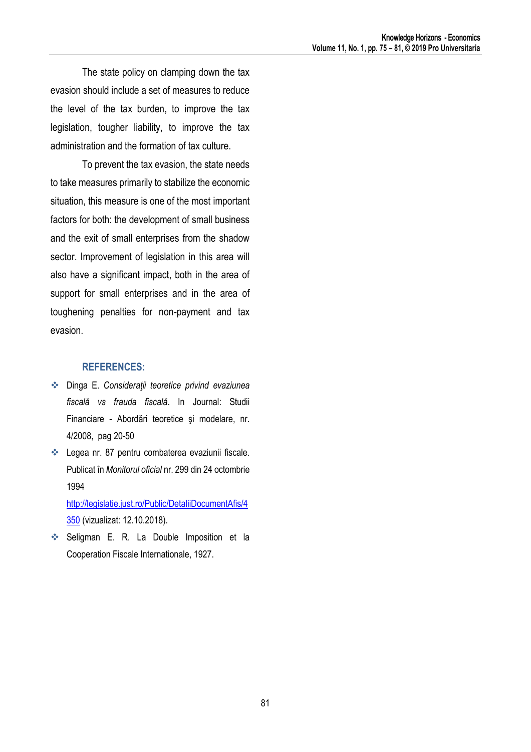The state policy on clamping down the tax evasion should include a set of measures to reduce the level of the tax burden, to improve the tax legislation, tougher liability, to improve the tax administration and the formation of tax culture.

To prevent the tax evasion, the state needs to take measures primarily to stabilize the economic situation, this measure is one of the most important factors for both: the development of small business and the exit of small enterprises from the shadow sector. Improvement of legislation in this area will also have a significant impact, both in the area of support for small enterprises and in the area of toughening penalties for non-payment and tax evasion.

## REFERENCES:

- Dinga E. *Consideraţii teoretice privind evaziunea fiscală vs frauda fiscală*. In Journal: Studii Financiare - Abordări teoretice şi modelare, nr. 4/2008, pag 20-50
- Legea nr. 87 pentru combaterea evaziunii fiscale. Publicat în *Monitorul oficial* nr. 299 din 24 octombrie 1994 http://legislatie.just.ro/Public/DetaliiDocumentAfis/4350 (vizualizat: 12.10.2018).
- Seligman E. R. La Double Imposition et la Cooperation Fiscale Internationale, 1927.